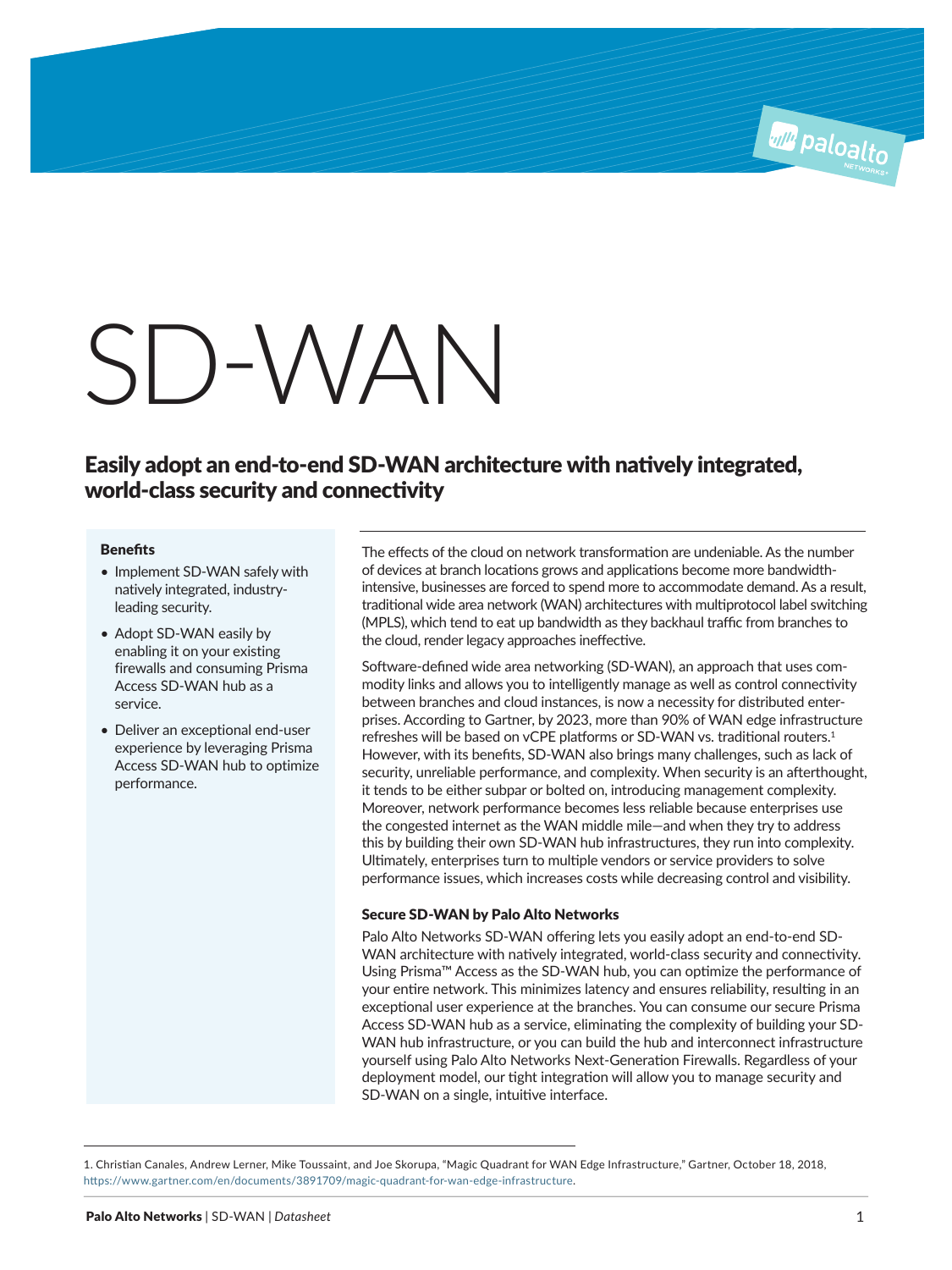# SD-WAN

## Easily adopt an end-to-end SD-WAN architecture with natively integrated, world-class security and connectivity

**Benefits**

- Implement SD-WAN safely with natively integrated, industry-leading security.
- Adopt SD-WAN easily by enabling it on your existing firewalls and consuming Prisma Access SD-WAN hub as a service.
- Deliver an exceptional end-user experience by leveraging Prisma Access SD-WAN hub to optimize performance.

The effects of the cloud on network transformation are undeniable. As the number of devices at branch locations grows and applications become more bandwidth-intensive, businesses are forced to spend more to accommodate demand. As a result, traditional wide area network (WAN) architectures with multiprotocol label switching (MPLS), which tend to eat up bandwidth as they backhaul traffic from branches to the cloud, render legacy approaches ineffective.

Software-defined wide area networking (SD-WAN), an approach that uses commodity links and allows you to intelligently manage as well as control connectivity between branches and cloud instances, is now a necessity for distributed enterprises. According to Gartner, by 2023, more than 90% of WAN edge infrastructure refreshes will be based on vCPE platforms or SD-WAN vs. traditional routers.[1] However, with its benefits, SD-WAN also brings many challenges, such as lack of security, unreliable performance, and complexity. When security is an afterthought, it tends to be either subpar or bolted on, introducing management complexity. Moreover, network performance becomes less reliable because enterprises use the congested internet as the WAN middle mile—and when they try to address this by building their own SD-WAN hub infrastructures, they run into complexity. Ultimately, enterprises turn to multiple vendors or service providers to solve performance issues, which increases costs while decreasing control and visibility.

### Secure SD-WAN by Palo Alto Networks

Palo Alto Networks SD-WAN offering lets you easily adopt an end-to-end SD-WAN architecture with natively integrated, world-class security and connectivity. Using Prisma™ Access as the SD-WAN hub, you can optimize the performance of your entire network. This minimizes latency and ensures reliability, resulting in an exceptional user experience at the branches. You can consume our secure Prisma Access SD-WAN hub as a service, eliminating the complexity of building your SD-WAN hub infrastructure, or you can build the hub and interconnect infrastructure yourself using Palo Alto Networks Next-Generation Firewalls. Regardless of your deployment model, our tight integration will allow you to manage security and SD-WAN on a single, intuitive interface.

1. Christian Canales, Andrew Lerner, Mike Toussaint, and Joe Skorupa, "Magic Quadrant for WAN Edge Infrastructure," Gartner, October 18, 2018, https://www.gartner.com/en/documents/3891709/magic-quadrant-for-wan-edge-infrastructure.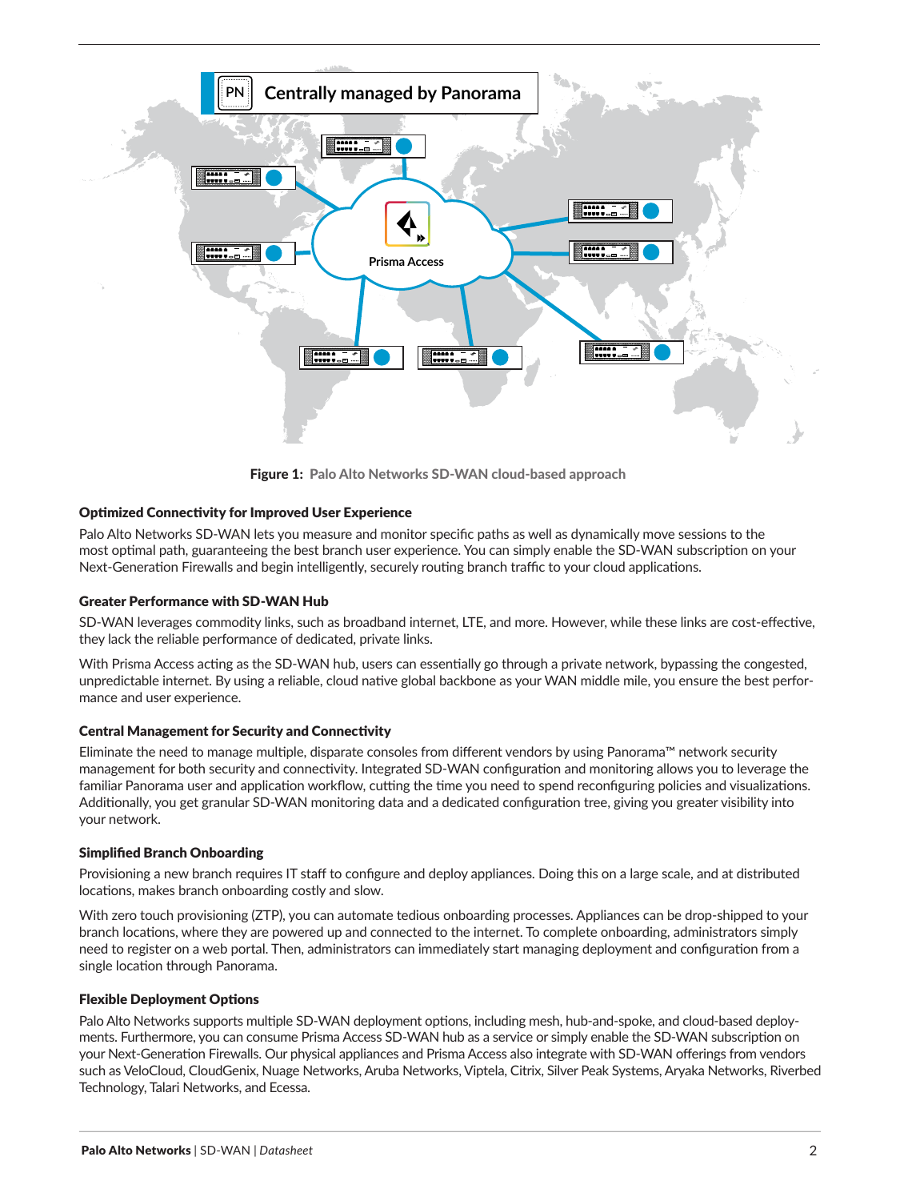Figure 1: Palo Alto Networks SD-WAN cloud-based approach

### Optimized Connectivity for Improved User Experience

Palo Alto Networks SD-WAN lets you measure and monitor specific paths as well as dynamically move sessions to the most optimal path, guaranteeing the best branch user experience. You can simply enable the SD-WAN subscription on your Next-Generation Firewalls and begin intelligently, securely routing branch traffic to your cloud applications.

### Greater Performance with SD-WAN Hub

SD-WAN leverages commodity links, such as broadband internet, LTE, and more. However, while these links are cost-effective, they lack the reliable performance of dedicated, private links.

With Prisma Access acting as the SD-WAN hub, users can essentially go through a private network, bypassing the congested, unpredictable internet. By using a reliable, cloud native global backbone as your WAN middle mile, you ensure the best performance and user experience.

### Central Management for Security and Connectivity

Eliminate the need to manage multiple, disparate consoles from different vendors by using Panorama™ network security management for both security and connectivity. Integrated SD-WAN configuration and monitoring allows you to leverage the familiar Panorama user and application workflow, cutting the time you need to spend reconfiguring policies and visualizations. Additionally, you get granular SD-WAN monitoring data and a dedicated configuration tree, giving you greater visibility into your network.

### Simplified Branch Onboarding

Provisioning a new branch requires IT staff to configure and deploy appliances. Doing this on a large scale, and at distributed locations, makes branch onboarding costly and slow.

With zero touch provisioning (ZTP), you can automate tedious onboarding processes. Appliances can be drop-shipped to your branch locations, where they are powered up and connected to the internet. To complete onboarding, administrators simply need to register on a web portal. Then, administrators can immediately start managing deployment and configuration from a single location through Panorama.

### Flexible Deployment Options

Palo Alto Networks supports multiple SD-WAN deployment options, including mesh, hub-and-spoke, and cloud-based deployments. Furthermore, you can consume Prisma Access SD-WAN hub as a service or simply enable the SD-WAN subscription on your Next-Generation Firewalls. Our physical appliances and Prisma Access also integrate with SD-WAN offerings from vendors such as VeloCloud, CloudGenix, Nuage Networks, Aruba Networks, Viptela, Citrix, Silver Peak Systems, Aryaka Networks, Riverbed Technology, Talari Networks, and Ecessa.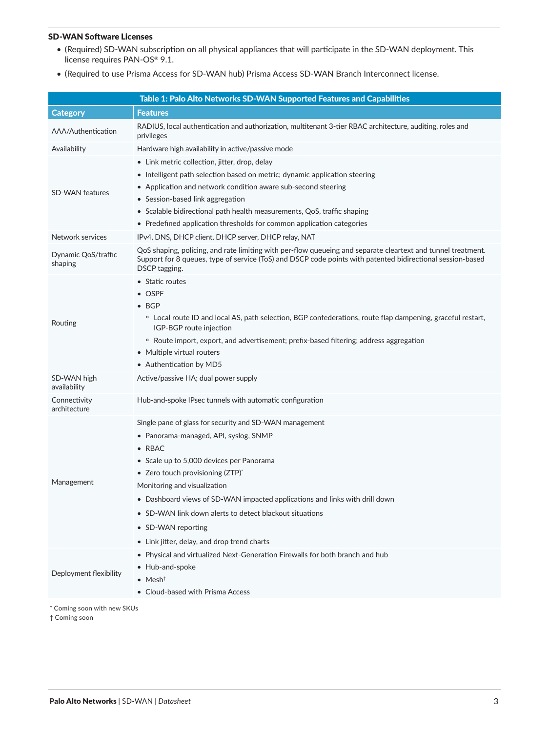### SD-WAN Software Licenses

- (Required) SD-WAN subscription on all physical appliances that will participate in the SD-WAN deployment. This license requires PAN-OS® 9.1.
- (Required to use Prisma Access for SD-WAN hub) Prisma Access SD-WAN Branch Interconnect license.

**Table 1: Palo Alto Networks SD-WAN Supported Features and Capabilities**

| Category | Features |
|---|---|
| AAA/Authentication | RADIUS, local authentication and authorization, multitenant 3-tier RBAC architecture, auditing, roles and privileges |
| Availability | Hardware high availability in active/passive mode |
| SD-WAN features | • Link metric collection, jitter, drop, delay<br>• Intelligent path selection based on metric; dynamic application steering<br>• Application and network condition aware sub-second steering<br>• Session-based link aggregation<br>• Scalable bidirectional path health measurements, QoS, traffic shaping<br>• Predefined application thresholds for common application categories |
| Network services | IPv4, DNS, DHCP client, DHCP server, DHCP relay, NAT |
| Dynamic QoS/traffic shaping | QoS shaping, policing, and rate limiting with per-flow queueing and separate cleartext and tunnel treatment. Support for 8 queues, type of service (ToS) and DSCP code points with patented bidirectional session-based DSCP tagging. |
| Routing | • Static routes<br>• OSPF<br>• BGP<br>  ◦ Local route ID and local AS, path selection, BGP confederations, route flap dampening, graceful restart, IGP-BGP route injection<br>  ◦ Route import, export, and advertisement; prefix-based filtering; address aggregation<br>• Multiple virtual routers<br>• Authentication by MD5 |
| SD-WAN high availability | Active/passive HA; dual power supply |
| Connectivity architecture | Hub-and-spoke IPsec tunnels with automatic configuration |
| Management | Single pane of glass for security and SD-WAN management<br>• Panorama-managed, API, syslog, SNMP<br>• RBAC<br>• Scale up to 5,000 devices per Panorama<br>• Zero touch provisioning (ZTP)*<br>Monitoring and visualization<br>• Dashboard views of SD-WAN impacted applications and links with drill down<br>• SD-WAN link down alerts to detect blackout situations<br>• SD-WAN reporting<br>• Link jitter, delay, and drop trend charts |
| Deployment flexibility | • Physical and virtualized Next-Generation Firewalls for both branch and hub<br>• Hub-and-spoke<br>• Mesh†<br>• Cloud-based with Prisma Access |

\* Coming soon with new SKUs

† Coming soon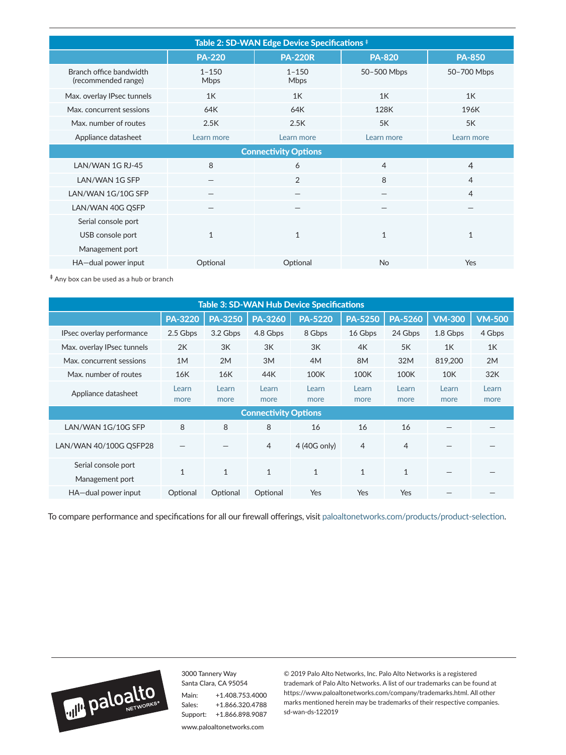| Table 2: SD-WAN Edge Device Specifications ‡ | | | | |
|---|---|---|---|---|
| | **PA-220** | **PA-220R** | **PA-820** | **PA-850** |
| Branch office bandwidth (recommended range) | 1–150 Mbps | 1–150 Mbps | 50–500 Mbps | 50–700 Mbps |
| Max. overlay IPsec tunnels | 1K | 1K | 1K | 1K |
| Max. concurrent sessions | 64K | 64K | 128K | 196K |
| Max. number of routes | 2.5K | 2.5K | 5K | 5K |
| Appliance datasheet | Learn more | Learn more | Learn more | Learn more |
| **Connectivity Options** | | | | |
| LAN/WAN 1G RJ-45 | 8 | 6 | 4 | 4 |
| LAN/WAN 1G SFP | — | 2 | 8 | 4 |
| LAN/WAN 1G/10G SFP | — | — | — | 4 |
| LAN/WAN 40G QSFP | — | — | — | — |
| Serial console port<br>USB console port<br>Management port | 1 | 1 | 1 | 1 |
| HA—dual power input | Optional | Optional | No | Yes |

‡ Any box can be used as a hub or branch

| Table 3: SD-WAN Hub Device Specifications | | | | | | | | |
|---|---|---|---|---|---|---|---|---|
| | **PA-3220** | **PA-3250** | **PA-3260** | **PA-5220** | **PA-5250** | **PA-5260** | **VM-300** | **VM-500** |
| IPsec overlay performance | 2.5 Gbps | 3.2 Gbps | 4.8 Gbps | 8 Gbps | 16 Gbps | 24 Gbps | 1.8 Gbps | 4 Gbps |
| Max. overlay IPsec tunnels | 2K | 3K | 3K | 3K | 4K | 5K | 1K | 1K |
| Max. concurrent sessions | 1M | 2M | 3M | 4M | 8M | 32M | 819,200 | 2M |
| Max. number of routes | 16K | 16K | 44K | 100K | 100K | 100K | 10K | 32K |
| Appliance datasheet | Learn more | Learn more | Learn more | Learn more | Learn more | Learn more | Learn more | Learn more |
| **Connectivity Options** | | | | | | | | |
| LAN/WAN 1G/10G SFP | 8 | 8 | 8 | 16 | 16 | 16 | — | — |
| LAN/WAN 40/100G QSFP28 | — | — | 4 | 4 (40G only) | 4 | 4 | — | — |
| Serial console port<br>Management port | 1 | 1 | 1 | 1 | 1 | 1 | — | — |
| HA—dual power input | Optional | Optional | Optional | Yes | Yes | Yes | — | — |

To compare performance and specifications for all our firewall offerings, visit paloaltonetworks.com/products/product-selection.

3000 Tannery Way
Santa Clara, CA 95054

Main: +1.408.753.4000
Sales: +1.866.320.4788
Support: +1.866.898.9087

www.paloaltonetworks.com

© 2019 Palo Alto Networks, Inc. Palo Alto Networks is a registered trademark of Palo Alto Networks. A list of our trademarks can be found at https://www.paloaltonetworks.com/company/trademarks.html. All other marks mentioned herein may be trademarks of their respective companies. sd-wan-ds-122019